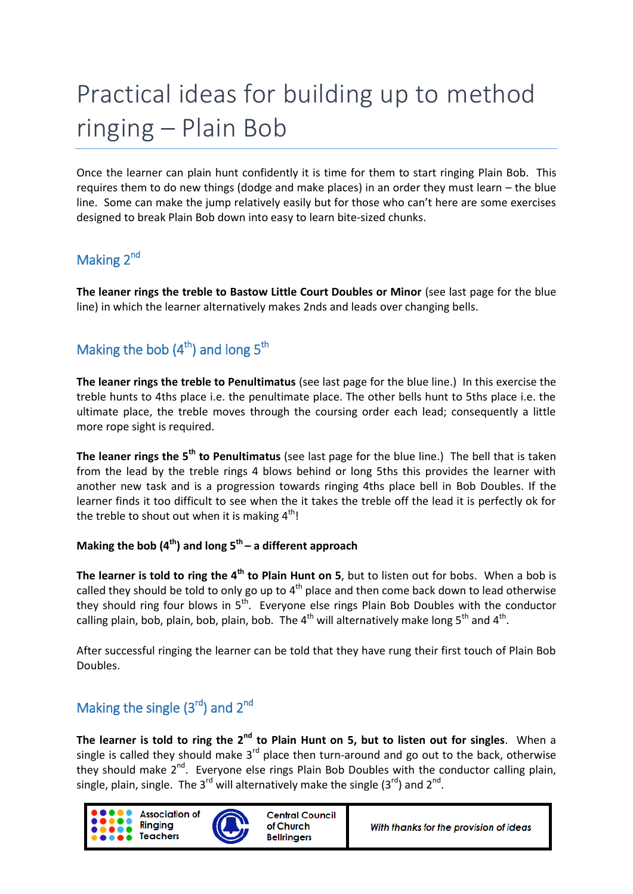# Practical ideas for building up to method ringing – Plain Bob

Once the learner can plain hunt confidently it is time for them to start ringing Plain Bob. This requires them to do new things (dodge and make places) in an order they must learn – the blue line. Some can make the jump relatively easily but for those who can't here are some exercises designed to break Plain Bob down into easy to learn bite-sized chunks.

## Making 2nd

**The leaner rings the treble to Bastow Little Court Doubles or Minor** (see last page for the blue line) in which the learner alternatively makes 2nds and leads over changing bells.

## Making the bob (4th) and long 5th

**The leaner rings the treble to Penultimatus** (see last page for the blue line.) In this exercise the treble hunts to 4ths place i.e. the penultimate place. The other bells hunt to 5ths place i.e. the ultimate place, the treble moves through the coursing order each lead; consequently a little more rope sight is required.

**The leaner rings the 5th to Penultimatus** (see last page for the blue line.) The bell that is taken from the lead by the treble rings 4 blows behind or long 5ths this provides the learner with another new task and is a progression towards ringing 4ths place bell in Bob Doubles. If the learner finds it too difficult to see when the it takes the treble off the lead it is perfectly ok for the treble to shout out when it is making 4th!

### Making the bob (4th) and long 5th – a different approach

**The learner is told to ring the 4th to Plain Hunt on 5**, but to listen out for bobs. When a bob is called they should be told to only go up to 4th place and then come back down to lead otherwise they should ring four blows in 5th. Everyone else rings Plain Bob Doubles with the conductor calling plain, bob, plain, bob, plain, bob. The 4th will alternatively make long 5th and 4th.

After successful ringing the learner can be told that they have rung their first touch of Plain Bob Doubles.

## Making the single (3rd) and 2nd

**The learner is told to ring the 2nd to Plain Hunt on 5, but to listen out for singles**. When a single is called they should make 3rd place then turn-around and go out to the back, otherwise they should make 2nd. Everyone else rings Plain Bob Doubles with the conductor calling plain, single, plain, single. The 3rd will alternatively make the single (3rd) and 2nd.

Association of Ringing Teachers | Central Council of Church Bellringers | *With thanks for the provision of ideas*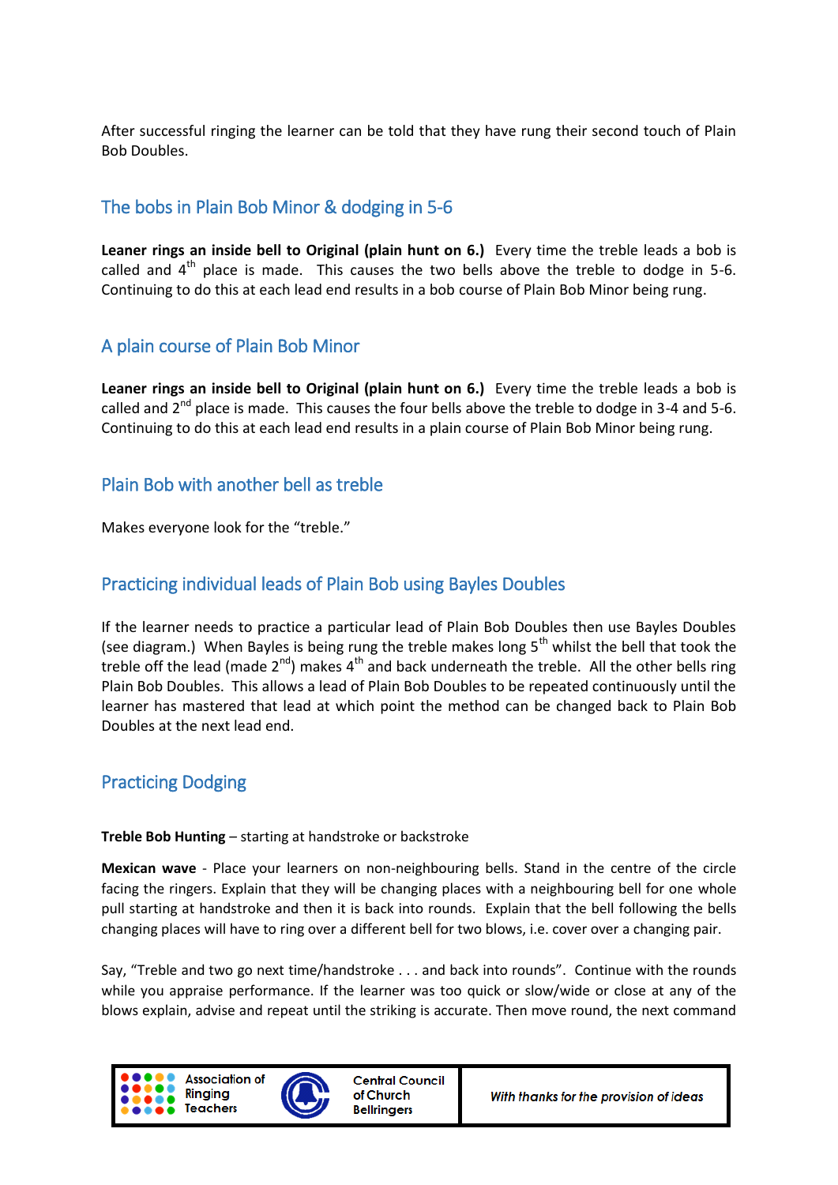After successful ringing the learner can be told that they have rung their second touch of Plain Bob Doubles.

## The bobs in Plain Bob Minor & dodging in 5-6

**Leaner rings an inside bell to Original (plain hunt on 6.)** Every time the treble leads a bob is called and 4th place is made. This causes the two bells above the treble to dodge in 5-6. Continuing to do this at each lead end results in a bob course of Plain Bob Minor being rung.

## A plain course of Plain Bob Minor

**Leaner rings an inside bell to Original (plain hunt on 6.)** Every time the treble leads a bob is called and 2nd place is made. This causes the four bells above the treble to dodge in 3-4 and 5-6. Continuing to do this at each lead end results in a plain course of Plain Bob Minor being rung.

## Plain Bob with another bell as treble

Makes everyone look for the "treble."

## Practicing individual leads of Plain Bob using Bayles Doubles

If the learner needs to practice a particular lead of Plain Bob Doubles then use Bayles Doubles (see diagram.) When Bayles is being rung the treble makes long 5th whilst the bell that took the treble off the lead (made 2nd) makes 4th and back underneath the treble. All the other bells ring Plain Bob Doubles. This allows a lead of Plain Bob Doubles to be repeated continuously until the learner has mastered that lead at which point the method can be changed back to Plain Bob Doubles at the next lead end.

## Practicing Dodging

**Treble Bob Hunting** – starting at handstroke or backstroke

**Mexican wave** - Place your learners on non-neighbouring bells. Stand in the centre of the circle facing the ringers. Explain that they will be changing places with a neighbouring bell for one whole pull starting at handstroke and then it is back into rounds. Explain that the bell following the bells changing places will have to ring over a different bell for two blows, i.e. cover over a changing pair.

Say, "Treble and two go next time/handstroke . . . and back into rounds". Continue with the rounds while you appraise performance. If the learner was too quick or slow/wide or close at any of the blows explain, advise and repeat until the striking is accurate. Then move round, the next command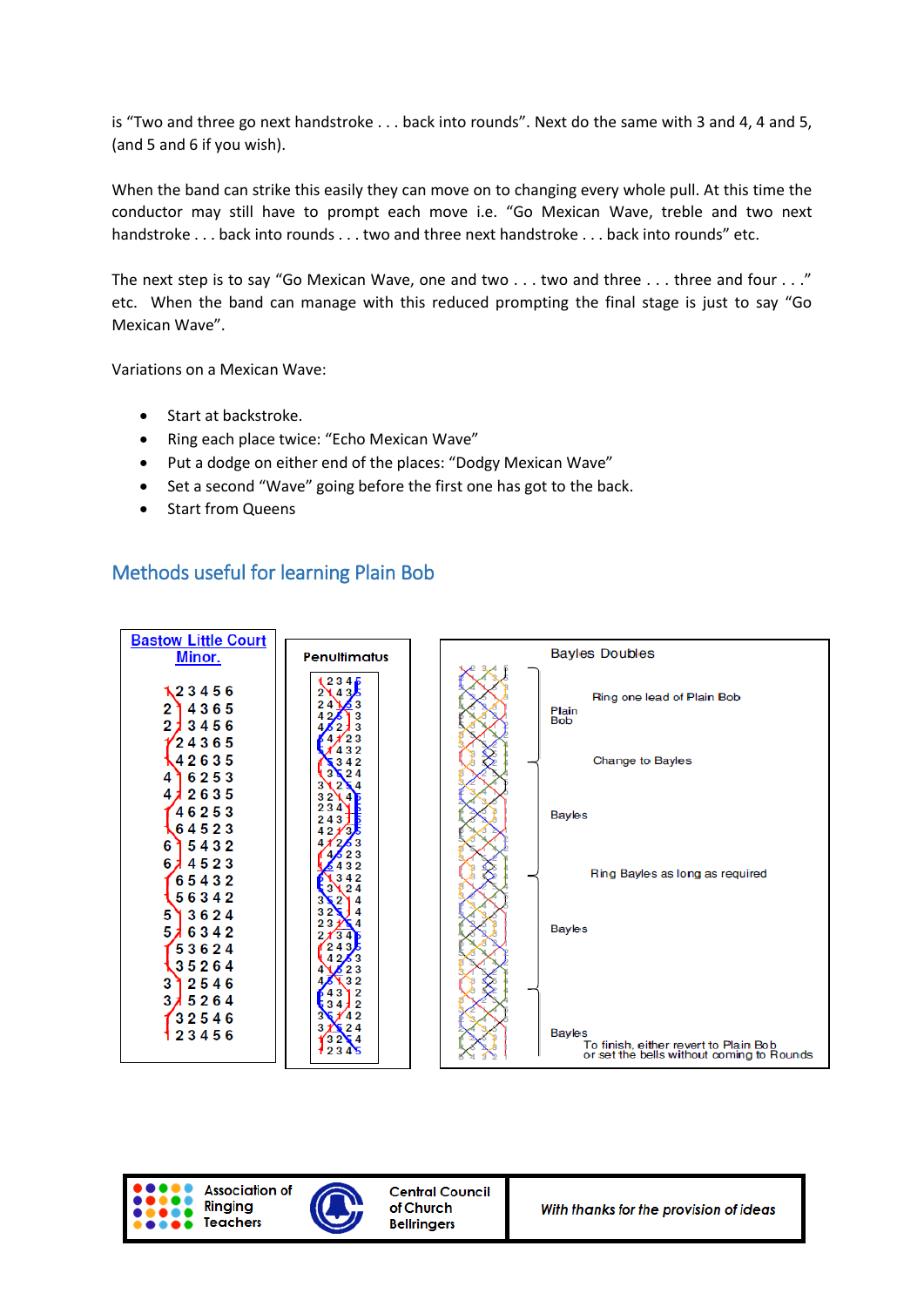is “Two and three go next handstroke . . . back into rounds”. Next do the same with 3 and 4, 4 and 5, (and 5 and 6 if you wish).

When the band can strike this easily they can move on to changing every whole pull. At this time the conductor may still have to prompt each move i.e. “Go Mexican Wave, treble and two next handstroke . . . back into rounds . . . two and three next handstroke . . . back into rounds” etc.

The next step is to say “Go Mexican Wave, one and two . . . two and three . . . three and four . . .” etc. When the band can manage with this reduced prompting the final stage is just to say “Go Mexican Wave”.

Variations on a Mexican Wave:

- Start at backstroke.
- Ring each place twice: “Echo Mexican Wave”
- Put a dodge on either end of the places: “Dodgy Mexican Wave”
- Set a second “Wave” going before the first one has got to the back.
- Start from Queens

## Methods useful for learning Plain Bob

**Bastow Little Court Minor.**

```
123456
214365
213456
124365
142635
416253
412635
146253
164523
615432
614523
165432
156342
513624
516342
153624
135264
312546
315264
132546
123456
```

**Penultimatus**

```
12345
21435
24153
42513
45213
54123
51432
15342
13524
31254
32145
23415
24315
42135
41253
14523
15432
51342
53124
35214
32514
23154
21345
12435
14253
41523
45132
54312
53412
35142
31524
13254
12345
```

**Bayles Doubles**

Plain Bob — Ring one lead of Plain Bob

Change to Bayles

Bayles

Ring Bayles as long as required

Bayles

Bayles

To finish, either revert to Plain Bob or set the bells without coming to Rounds

Association of Ringing Teachers — Central Council of Church Bellringers — *With thanks for the provision of ideas*